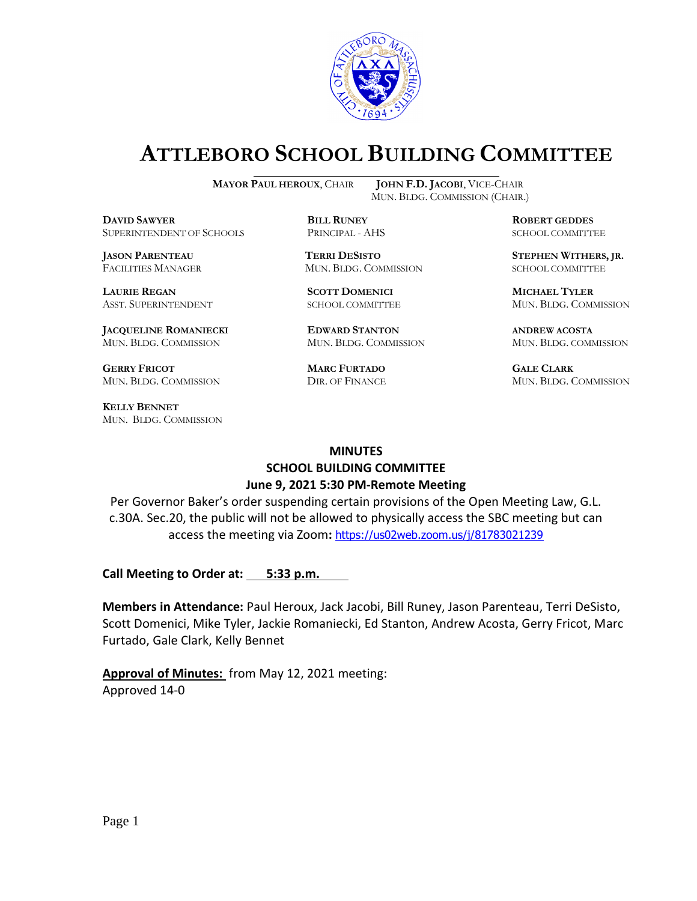# ATTLEBORO SCHOOL BUILDING COMMITTEE

**MAYOR PAUL HEROUX**, CHAIR  
**JOHN F.D. JACOBI**, VICE-CHAIR  
MUN. BLDG. COMMISSION (CHAIR.)

**DAVID SAWYER**  
SUPERINTENDENT OF SCHOOLS

**BILL RUNEY**  
PRINCIPAL - AHS

**ROBERT GEDDES**  
SCHOOL COMMITTEE

**JASON PARENTEAU**  
FACILITIES MANAGER

**TERRI DESISTO**  
MUN. BLDG. COMMISSION

**STEPHEN WITHERS, JR.**  
SCHOOL COMMITTEE

**LAURIE REGAN**  
ASST. SUPERINTENDENT

**SCOTT DOMENICI**  
SCHOOL COMMITTEE

**MICHAEL TYLER**  
MUN. BLDG. COMMISSION

**JACQUELINE ROMANIECKI**  
MUN. BLDG. COMMISSION

**EDWARD STANTON**  
MUN. BLDG. COMMISSION

**ANDREW ACOSTA**  
MUN. BLDG. COMMISSION

**GERRY FRICOT**  
MUN. BLDG. COMMISSION

**MARC FURTADO**  
DIR. OF FINANCE

**GALE CLARK**  
MUN. BLDG. COMMISSION

**KELLY BENNET**  
MUN. BLDG. COMMISSION

## MINUTES
## SCHOOL BUILDING COMMITTEE
## June 9, 2021 5:30 PM-Remote Meeting

Per Governor Baker's order suspending certain provisions of the Open Meeting Law, G.L. c.30A. Sec.20, the public will not be allowed to physically access the SBC meeting but can access the meeting via Zoom**:** https://us02web.zoom.us/j/81783021239

**Call Meeting to Order at: 5:33 p.m.**

**Members in Attendance:** Paul Heroux, Jack Jacobi, Bill Runey, Jason Parenteau, Terri DeSisto, Scott Domenici, Mike Tyler, Jackie Romaniecki, Ed Stanton, Andrew Acosta, Gerry Fricot, Marc Furtado, Gale Clark, Kelly Bennet

**Approval of Minutes:** from May 12, 2021 meeting:  
Approved 14-0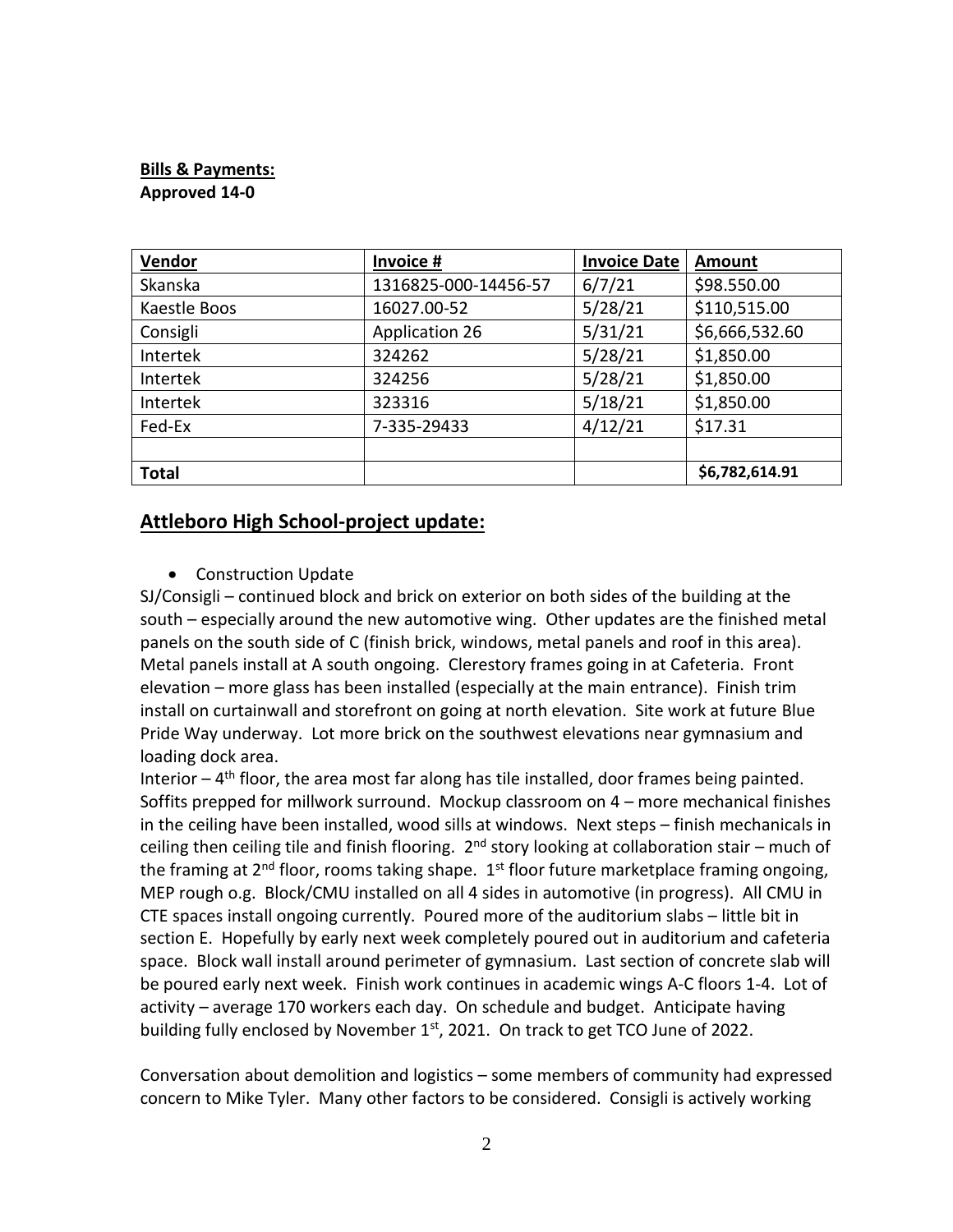**Bills & Payments:**
**Approved 14-0**

| Vendor | Invoice # | Invoice Date | Amount |
|---|---|---|---|
| Skanska | 1316825-000-14456-57 | 6/7/21 | $98.550.00 |
| Kaestle Boos | 16027.00-52 | 5/28/21 | $110,515.00 |
| Consigli | Application 26 | 5/31/21 | $6,666,532.60 |
| Intertek | 324262 | 5/28/21 | $1,850.00 |
| Intertek | 324256 | 5/28/21 | $1,850.00 |
| Intertek | 323316 | 5/18/21 | $1,850.00 |
| Fed-Ex | 7-335-29433 | 4/12/21 | $17.31 |
| | | | |
| **Total** | | | **$6,782,614.91** |

## Attleboro High School-project update:

- Construction Update

SJ/Consigli – continued block and brick on exterior on both sides of the building at the south – especially around the new automotive wing. Other updates are the finished metal panels on the south side of C (finish brick, windows, metal panels and roof in this area). Metal panels install at A south ongoing. Clerestory frames going in at Cafeteria. Front elevation – more glass has been installed (especially at the main entrance). Finish trim install on curtainwall and storefront on going at north elevation. Site work at future Blue Pride Way underway. Lot more brick on the southwest elevations near gymnasium and loading dock area.

Interior – 4th floor, the area most far along has tile installed, door frames being painted. Soffits prepped for millwork surround. Mockup classroom on 4 – more mechanical finishes in the ceiling have been installed, wood sills at windows. Next steps – finish mechanicals in ceiling then ceiling tile and finish flooring. 2nd story looking at collaboration stair – much of the framing at 2nd floor, rooms taking shape. 1st floor future marketplace framing ongoing, MEP rough o.g. Block/CMU installed on all 4 sides in automotive (in progress). All CMU in CTE spaces install ongoing currently. Poured more of the auditorium slabs – little bit in section E. Hopefully by early next week completely poured out in auditorium and cafeteria space. Block wall install around perimeter of gymnasium. Last section of concrete slab will be poured early next week. Finish work continues in academic wings A-C floors 1-4. Lot of activity – average 170 workers each day. On schedule and budget. Anticipate having building fully enclosed by November 1st, 2021. On track to get TCO June of 2022.

Conversation about demolition and logistics – some members of community had expressed concern to Mike Tyler. Many other factors to be considered. Consigli is actively working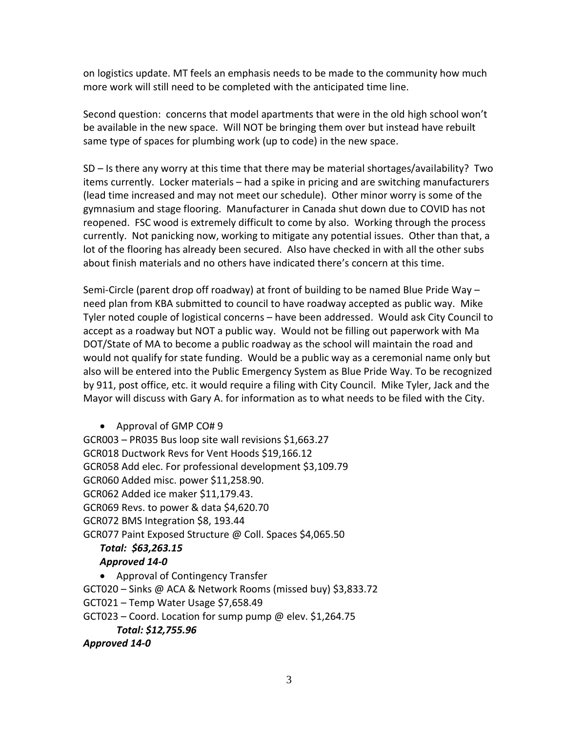on logistics update. MT feels an emphasis needs to be made to the community how much more work will still need to be completed with the anticipated time line.

Second question: concerns that model apartments that were in the old high school won't be available in the new space. Will NOT be bringing them over but instead have rebuilt same type of spaces for plumbing work (up to code) in the new space.

SD – Is there any worry at this time that there may be material shortages/availability? Two items currently. Locker materials – had a spike in pricing and are switching manufacturers (lead time increased and may not meet our schedule). Other minor worry is some of the gymnasium and stage flooring. Manufacturer in Canada shut down due to COVID has not reopened. FSC wood is extremely difficult to come by also. Working through the process currently. Not panicking now, working to mitigate any potential issues. Other than that, a lot of the flooring has already been secured. Also have checked in with all the other subs about finish materials and no others have indicated there's concern at this time.

Semi-Circle (parent drop off roadway) at front of building to be named Blue Pride Way – need plan from KBA submitted to council to have roadway accepted as public way. Mike Tyler noted couple of logistical concerns – have been addressed. Would ask City Council to accept as a roadway but NOT a public way. Would not be filling out paperwork with Ma DOT/State of MA to become a public roadway as the school will maintain the road and would not qualify for state funding. Would be a public way as a ceremonial name only but also will be entered into the Public Emergency System as Blue Pride Way. To be recognized by 911, post office, etc. it would require a filing with City Council. Mike Tyler, Jack and the Mayor will discuss with Gary A. for information as to what needs to be filed with the City.

- Approval of GMP CO# 9

GCR003 – PR035 Bus loop site wall revisions $1,663.27
GCR018 Ductwork Revs for Vent Hoods $19,166.12
GCR058 Add elec. For professional development $3,109.79
GCR060 Added misc. power $11,258.90.
GCR062 Added ice maker $11,179.43.
GCR069 Revs. to power & data $4,620.70
GCR072 BMS Integration $8, 193.44
GCR077 Paint Exposed Structure @ Coll. Spaces $4,065.50

***Total: $63,263.15***
***Approved 14-0***

- Approval of Contingency Transfer

GCT020 – Sinks @ ACA & Network Rooms (missed buy) $3,833.72
GCT021 – Temp Water Usage $7,658.49
GCT023 – Coord. Location for sump pump @ elev. $1,264.75

***Total: $12,755.96***
***Approved 14-0***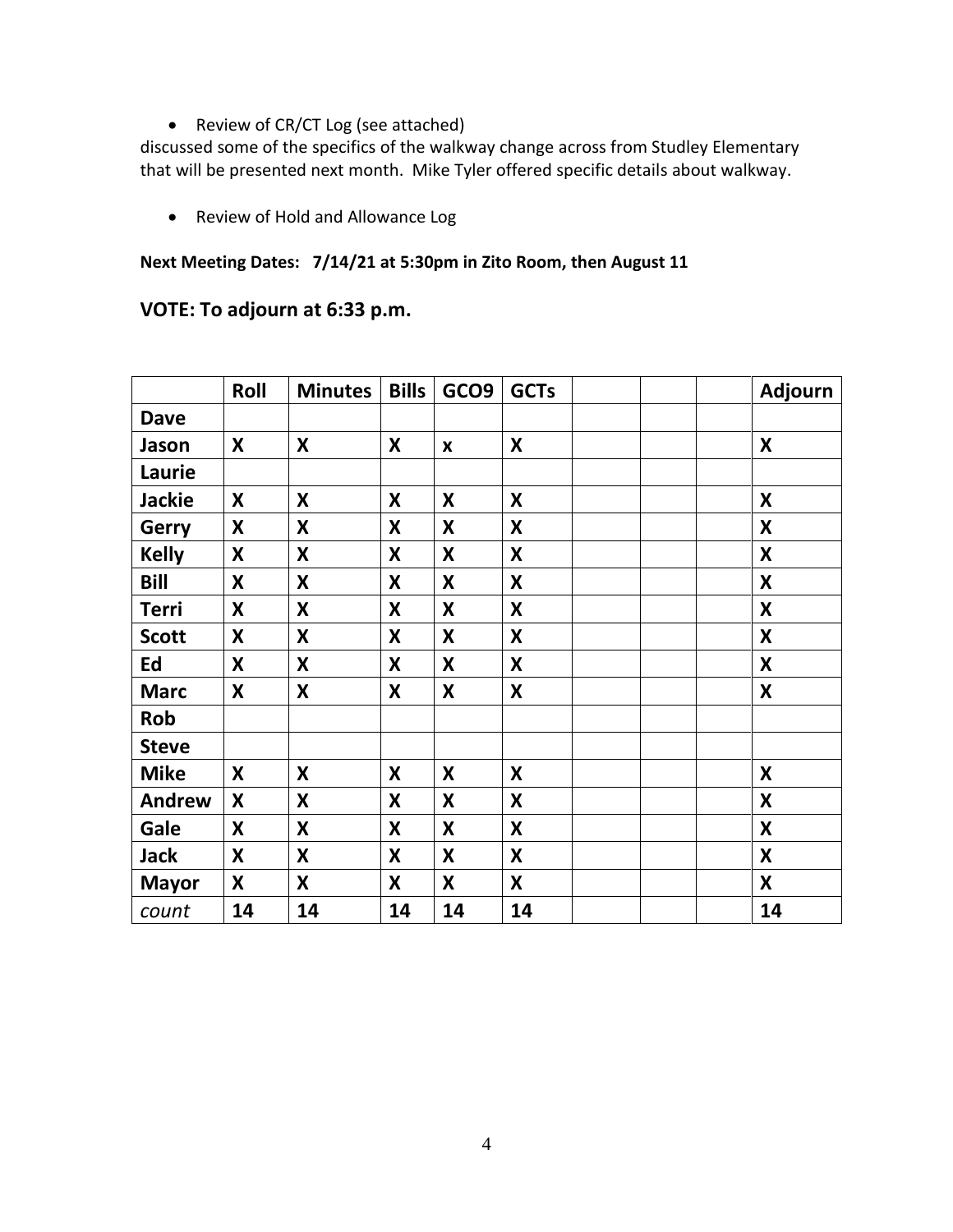- Review of CR/CT Log (see attached)

discussed some of the specifics of the walkway change across from Studley Elementary that will be presented next month. Mike Tyler offered specific details about walkway.

- Review of Hold and Allowance Log

**Next Meeting Dates: 7/14/21 at 5:30pm in Zito Room, then August 11**

## VOTE: To adjourn at 6:33 p.m.

| | Roll | Minutes | Bills | GCO9 | GCTs | | | | Adjourn |
|---|---|---|---|---|---|---|---|---|---|
| **Dave** | | | | | | | | | |
| **Jason** | X | X | X | x | X | | | | X |
| **Laurie** | | | | | | | | | |
| **Jackie** | X | X | X | X | X | | | | X |
| **Gerry** | X | X | X | X | X | | | | X |
| **Kelly** | X | X | X | X | X | | | | X |
| **Bill** | X | X | X | X | X | | | | X |
| **Terri** | X | X | X | X | X | | | | X |
| **Scott** | X | X | X | X | X | | | | X |
| **Ed** | X | X | X | X | X | | | | X |
| **Marc** | X | X | X | X | X | | | | X |
| **Rob** | | | | | | | | | |
| **Steve** | | | | | | | | | |
| **Mike** | X | X | X | X | X | | | | X |
| **Andrew** | X | X | X | X | X | | | | X |
| **Gale** | X | X | X | X | X | | | | X |
| **Jack** | X | X | X | X | X | | | | X |
| **Mayor** | X | X | X | X | X | | | | X |
| *count* | 14 | 14 | 14 | 14 | 14 | | | | 14 |